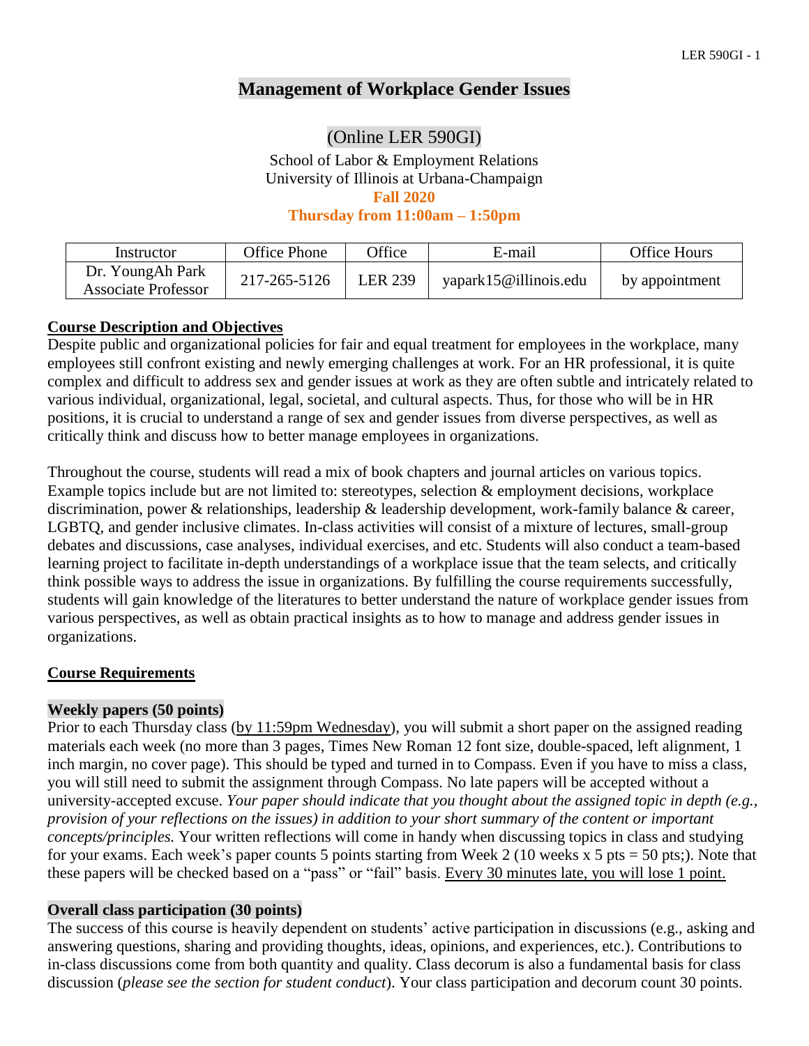# Management of Workplace Gender Issues

## (Online LER 590GI)

School of Labor & Employment Relations
University of Illinois at Urbana-Champaign
**Fall 2020**
**Thursday from 11:00am – 1:50pm**

| Instructor | Office Phone | Office | E-mail | Office Hours |
|---|---|---|---|---|
| Dr. YoungAh Park<br>Associate Professor | 217-265-5126 | LER 239 | yapark15@illinois.edu | by appointment |

## Course Description and Objectives

Despite public and organizational policies for fair and equal treatment for employees in the workplace, many employees still confront existing and newly emerging challenges at work. For an HR professional, it is quite complex and difficult to address sex and gender issues at work as they are often subtle and intricately related to various individual, organizational, legal, societal, and cultural aspects. Thus, for those who will be in HR positions, it is crucial to understand a range of sex and gender issues from diverse perspectives, as well as critically think and discuss how to better manage employees in organizations.

Throughout the course, students will read a mix of book chapters and journal articles on various topics. Example topics include but are not limited to: stereotypes, selection & employment decisions, workplace discrimination, power & relationships, leadership & leadership development, work-family balance & career, LGBTQ, and gender inclusive climates. In-class activities will consist of a mixture of lectures, small-group debates and discussions, case analyses, individual exercises, and etc. Students will also conduct a team-based learning project to facilitate in-depth understandings of a workplace issue that the team selects, and critically think possible ways to address the issue in organizations. By fulfilling the course requirements successfully, students will gain knowledge of the literatures to better understand the nature of workplace gender issues from various perspectives, as well as obtain practical insights as to how to manage and address gender issues in organizations.

## Course Requirements

### Weekly papers (50 points)

Prior to each Thursday class (by 11:59pm Wednesday), you will submit a short paper on the assigned reading materials each week (no more than 3 pages, Times New Roman 12 font size, double-spaced, left alignment, 1 inch margin, no cover page). This should be typed and turned in to Compass. Even if you have to miss a class, you will still need to submit the assignment through Compass. No late papers will be accepted without a university-accepted excuse. *Your paper should indicate that you thought about the assigned topic in depth (e.g., provision of your reflections on the issues) in addition to your short summary of the content or important concepts/principles.* Your written reflections will come in handy when discussing topics in class and studying for your exams. Each week's paper counts 5 points starting from Week 2 (10 weeks x 5 pts = 50 pts;). Note that these papers will be checked based on a "pass" or "fail" basis. Every 30 minutes late, you will lose 1 point.

### Overall class participation (30 points)

The success of this course is heavily dependent on students' active participation in discussions (e.g., asking and answering questions, sharing and providing thoughts, ideas, opinions, and experiences, etc.). Contributions to in-class discussions come from both quantity and quality. Class decorum is also a fundamental basis for class discussion (*please see the section for student conduct*). Your class participation and decorum count 30 points.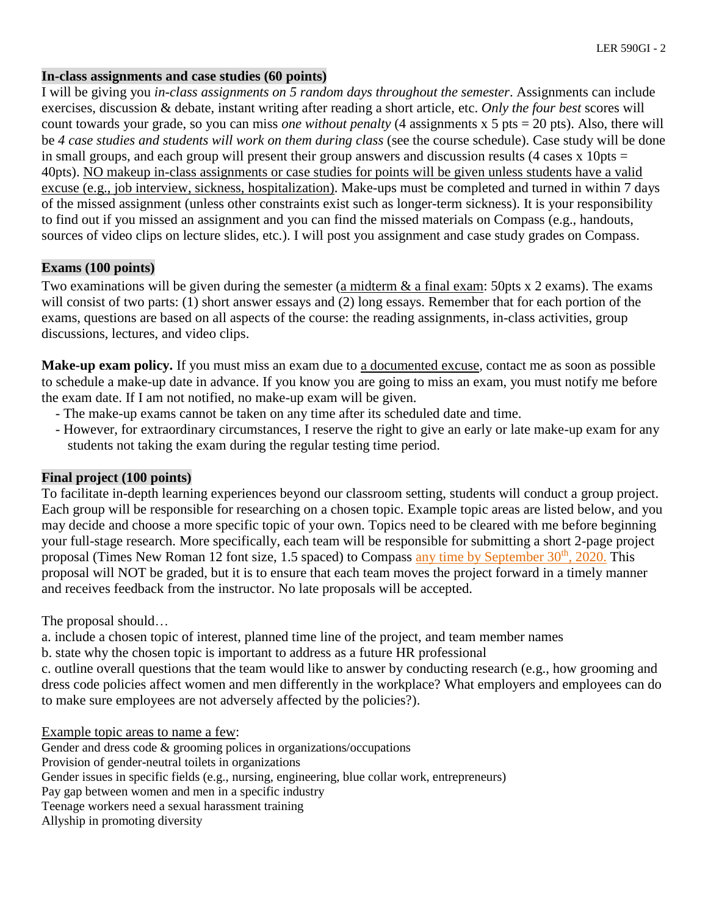**In-class assignments and case studies (60 points)**

I will be giving you *in-class assignments on 5 random days throughout the semester*. Assignments can include exercises, discussion & debate, instant writing after reading a short article, etc. *Only the four best* scores will count towards your grade, so you can miss *one without penalty* (4 assignments x 5 pts = 20 pts). Also, there will be *4 case studies and students will work on them during class* (see the course schedule). Case study will be done in small groups, and each group will present their group answers and discussion results (4 cases x 10pts = 40pts). NO makeup in-class assignments or case studies for points will be given unless students have a valid excuse (e.g., job interview, sickness, hospitalization). Make-ups must be completed and turned in within 7 days of the missed assignment (unless other constraints exist such as longer-term sickness). It is your responsibility to find out if you missed an assignment and you can find the missed materials on Compass (e.g., handouts, sources of video clips on lecture slides, etc.). I will post you assignment and case study grades on Compass.

**Exams (100 points)**

Two examinations will be given during the semester (a midterm & a final exam: 50pts x 2 exams). The exams will consist of two parts: (1) short answer essays and (2) long essays. Remember that for each portion of the exams, questions are based on all aspects of the course: the reading assignments, in-class activities, group discussions, lectures, and video clips.

**Make-up exam policy.** If you must miss an exam due to a documented excuse, contact me as soon as possible to schedule a make-up date in advance. If you know you are going to miss an exam, you must notify me before the exam date. If I am not notified, no make-up exam will be given.

- The make-up exams cannot be taken on any time after its scheduled date and time.
- However, for extraordinary circumstances, I reserve the right to give an early or late make-up exam for any students not taking the exam during the regular testing time period.

**Final project (100 points)**

To facilitate in-depth learning experiences beyond our classroom setting, students will conduct a group project. Each group will be responsible for researching on a chosen topic. Example topic areas are listed below, and you may decide and choose a more specific topic of your own. Topics need to be cleared with me before beginning your full-stage research. More specifically, each team will be responsible for submitting a short 2-page project proposal (Times New Roman 12 font size, 1.5 spaced) to Compass any time by September 30th, 2020. This proposal will NOT be graded, but it is to ensure that each team moves the project forward in a timely manner and receives feedback from the instructor. No late proposals will be accepted.

The proposal should…

a. include a chosen topic of interest, planned time line of the project, and team member names
b. state why the chosen topic is important to address as a future HR professional
c. outline overall questions that the team would like to answer by conducting research (e.g., how grooming and dress code policies affect women and men differently in the workplace? What employers and employees can do to make sure employees are not adversely affected by the policies?).

Example topic areas to name a few:

Gender and dress code & grooming polices in organizations/occupations
Provision of gender-neutral toilets in organizations
Gender issues in specific fields (e.g., nursing, engineering, blue collar work, entrepreneurs)
Pay gap between women and men in a specific industry
Teenage workers need a sexual harassment training
Allyship in promoting diversity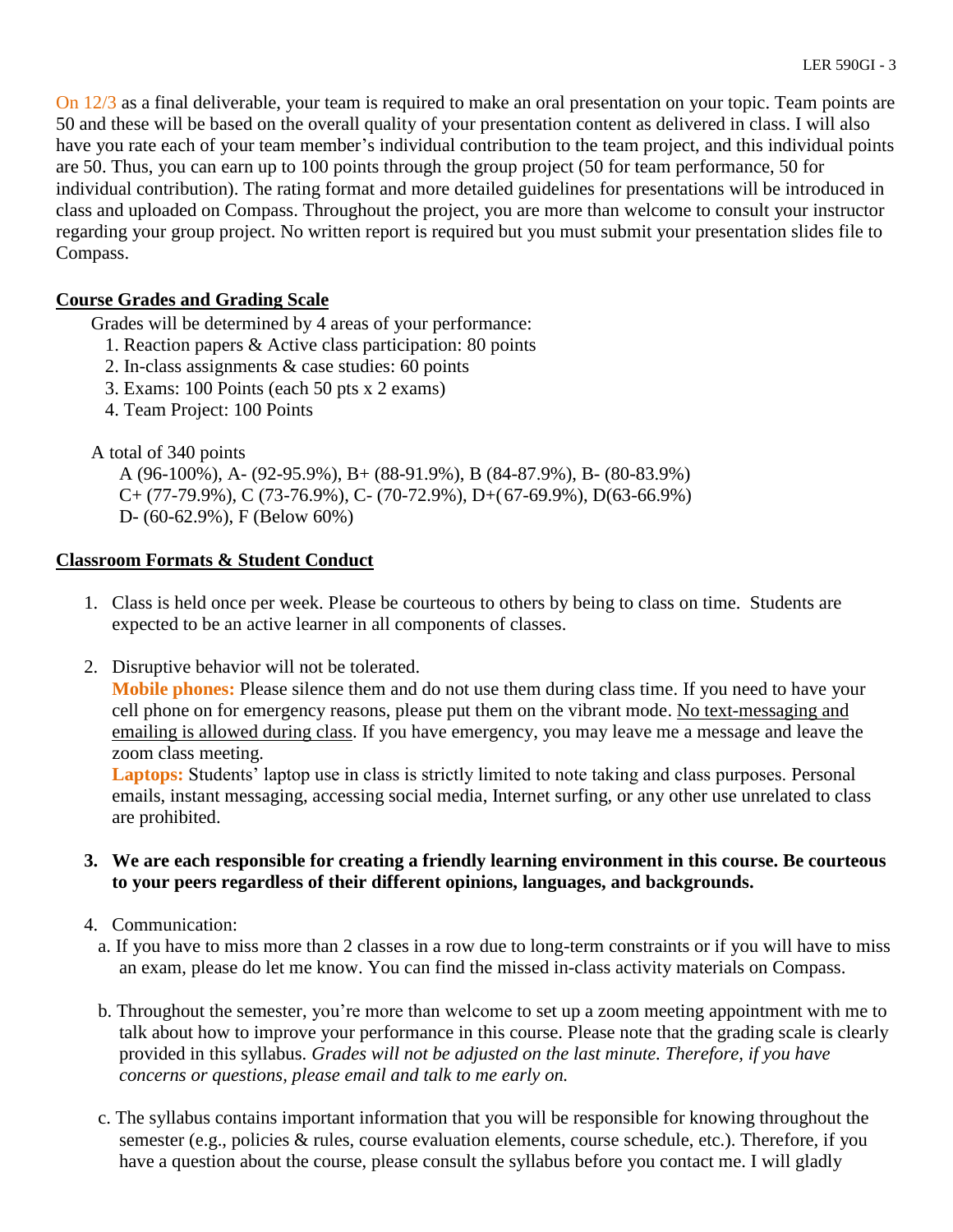On 12/3 as a final deliverable, your team is required to make an oral presentation on your topic. Team points are 50 and these will be based on the overall quality of your presentation content as delivered in class. I will also have you rate each of your team member's individual contribution to the team project, and this individual points are 50. Thus, you can earn up to 100 points through the group project (50 for team performance, 50 for individual contribution). The rating format and more detailed guidelines for presentations will be introduced in class and uploaded on Compass. Throughout the project, you are more than welcome to consult your instructor regarding your group project. No written report is required but you must submit your presentation slides file to Compass.

## Course Grades and Grading Scale

Grades will be determined by 4 areas of your performance:

1. Reaction papers & Active class participation: 80 points
2. In-class assignments & case studies: 60 points
3. Exams: 100 Points (each 50 pts x 2 exams)
4. Team Project: 100 Points

A total of 340 points

A (96-100%), A- (92-95.9%), B+ (88-91.9%), B (84-87.9%), B- (80-83.9%)
C+ (77-79.9%), C (73-76.9%), C- (70-72.9%), D+(67-69.9%), D(63-66.9%)
D- (60-62.9%), F (Below 60%)

## Classroom Formats & Student Conduct

1. Class is held once per week. Please be courteous to others by being to class on time. Students are expected to be an active learner in all components of classes.

2. Disruptive behavior will not be tolerated.
   **Mobile phones:** Please silence them and do not use them during class time. If you need to have your cell phone on for emergency reasons, please put them on the vibrant mode. No text-messaging and emailing is allowed during class. If you have emergency, you may leave me a message and leave the zoom class meeting.
   **Laptops:** Students' laptop use in class is strictly limited to note taking and class purposes. Personal emails, instant messaging, accessing social media, Internet surfing, or any other use unrelated to class are prohibited.

3. **We are each responsible for creating a friendly learning environment in this course. Be courteous to your peers regardless of their different opinions, languages, and backgrounds.**

4. Communication:
   a. If you have to miss more than 2 classes in a row due to long-term constraints or if you will have to miss an exam, please do let me know. You can find the missed in-class activity materials on Compass.

   b. Throughout the semester, you're more than welcome to set up a zoom meeting appointment with me to talk about how to improve your performance in this course. Please note that the grading scale is clearly provided in this syllabus. *Grades will not be adjusted on the last minute. Therefore, if you have concerns or questions, please email and talk to me early on.*

   c. The syllabus contains important information that you will be responsible for knowing throughout the semester (e.g., policies & rules, course evaluation elements, course schedule, etc.). Therefore, if you have a question about the course, please consult the syllabus before you contact me. I will gladly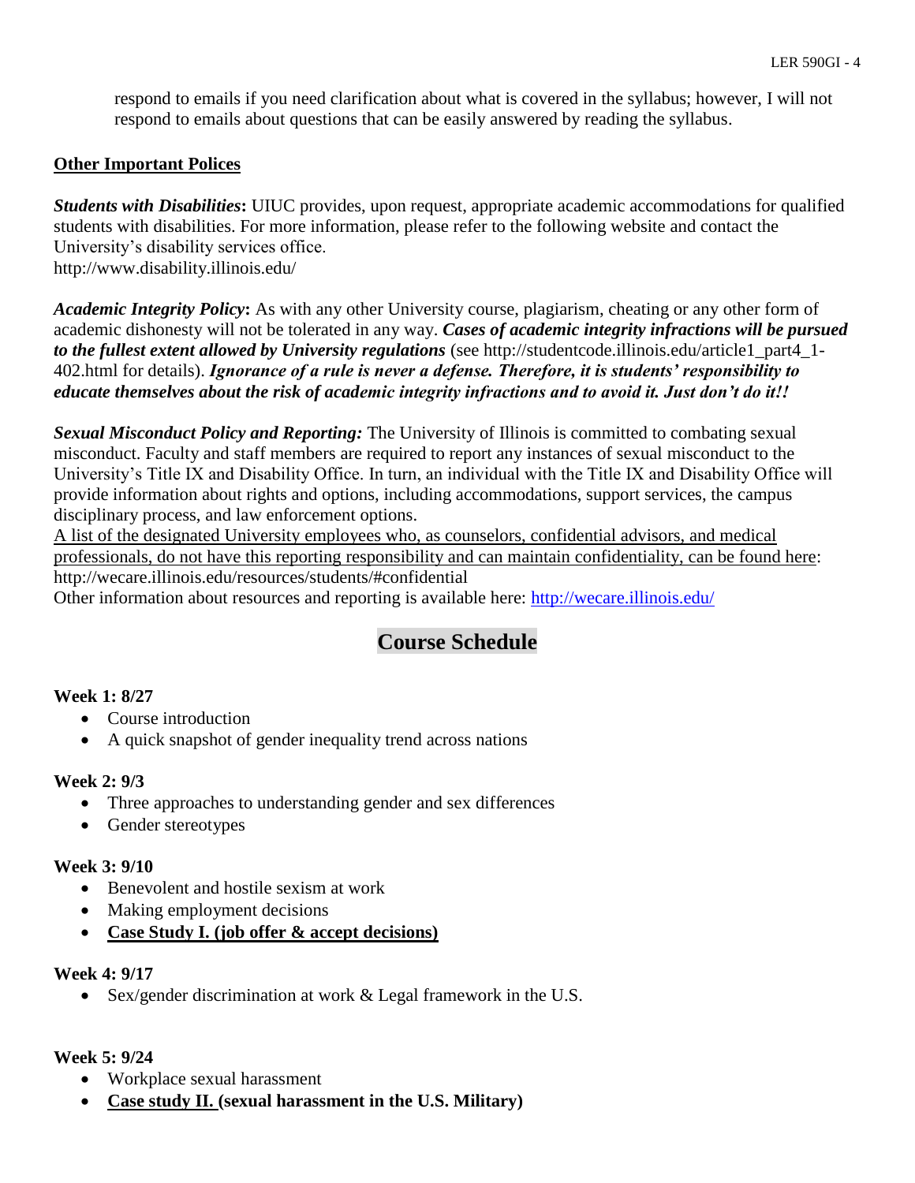respond to emails if you need clarification about what is covered in the syllabus; however, I will not respond to emails about questions that can be easily answered by reading the syllabus.

**<u>Other Important Polices</u>**

***Students with Disabilities*****:** UIUC provides, upon request, appropriate academic accommodations for qualified students with disabilities. For more information, please refer to the following website and contact the University's disability services office.
http://www.disability.illinois.edu/

***Academic Integrity Policy*****:** As with any other University course, plagiarism, cheating or any other form of academic dishonesty will not be tolerated in any way. ***Cases of academic integrity infractions will be pursued to the fullest extent allowed by University regulations*** (see http://studentcode.illinois.edu/article1_part4_1-402.html for details). ***Ignorance of a rule is never a defense. Therefore, it is students' responsibility to educate themselves about the risk of academic integrity infractions and to avoid it. Just don't do it!!***

***Sexual Misconduct Policy and Reporting:*** The University of Illinois is committed to combating sexual misconduct. Faculty and staff members are required to report any instances of sexual misconduct to the University's Title IX and Disability Office. In turn, an individual with the Title IX and Disability Office will provide information about rights and options, including accommodations, support services, the campus disciplinary process, and law enforcement options.
<u>A list of the designated University employees who, as counselors, confidential advisors, and medical professionals, do not have this reporting responsibility and can maintain confidentiality, can be found here</u>: http://wecare.illinois.edu/resources/students/#confidential
Other information about resources and reporting is available here: http://wecare.illinois.edu/

## Course Schedule

**Week 1: 8/27**

- Course introduction
- A quick snapshot of gender inequality trend across nations

**Week 2: 9/3**

- Three approaches to understanding gender and sex differences
- Gender stereotypes

**Week 3: 9/10**

- Benevolent and hostile sexism at work
- Making employment decisions
- **<u>Case Study I. (job offer & accept decisions)</u>**

**Week 4: 9/17**

- Sex/gender discrimination at work & Legal framework in the U.S.

**Week 5: 9/24**

- Workplace sexual harassment
- **<u>Case study II.</u> (sexual harassment in the U.S. Military)**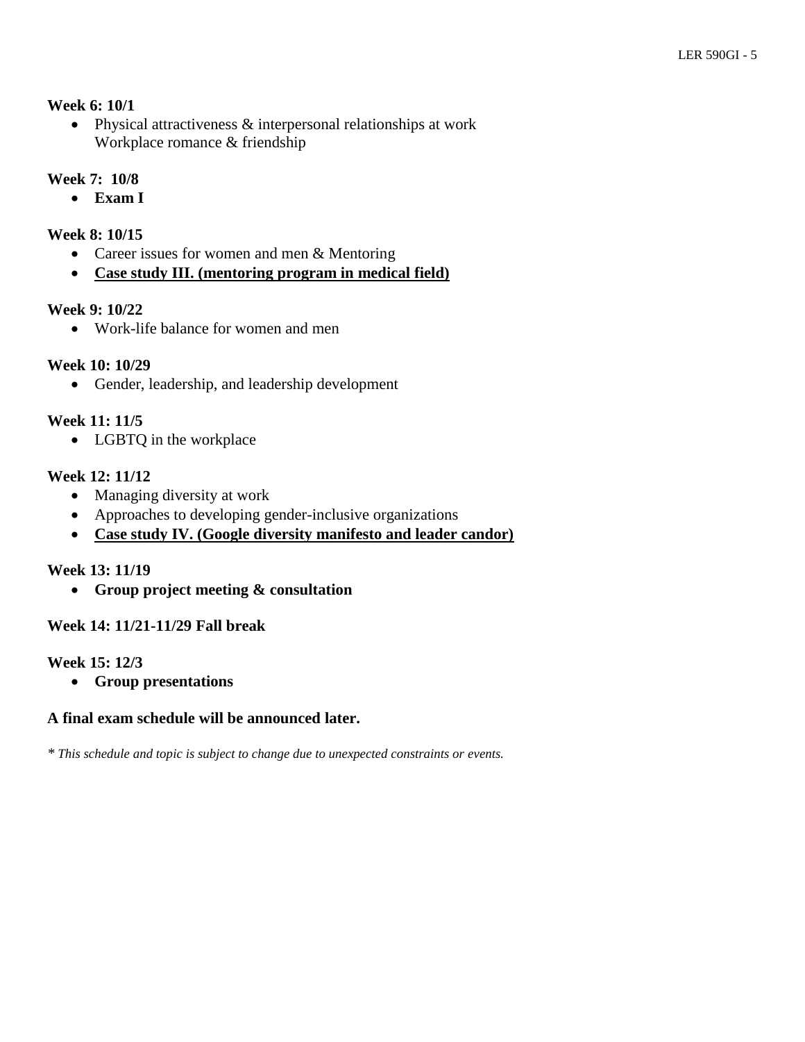**Week 6: 10/1**

- Physical attractiveness & interpersonal relationships at work
  Workplace romance & friendship

**Week 7: 10/8**

- **Exam I**

**Week 8: 10/15**

- Career issues for women and men & Mentoring
- **<u>Case study III. (mentoring program in medical field)</u>**

**Week 9: 10/22**

- Work-life balance for women and men

**Week 10: 10/29**

- Gender, leadership, and leadership development

**Week 11: 11/5**

- LGBTQ in the workplace

**Week 12: 11/12**

- Managing diversity at work
- Approaches to developing gender-inclusive organizations
- **<u>Case study IV. (Google diversity manifesto and leader candor)</u>**

**Week 13: 11/19**

- **Group project meeting & consultation**

**Week 14: 11/21-11/29 Fall break**

**Week 15: 12/3**

- **Group presentations**

**A final exam schedule will be announced later.**

*\* This schedule and topic is subject to change due to unexpected constraints or events.*